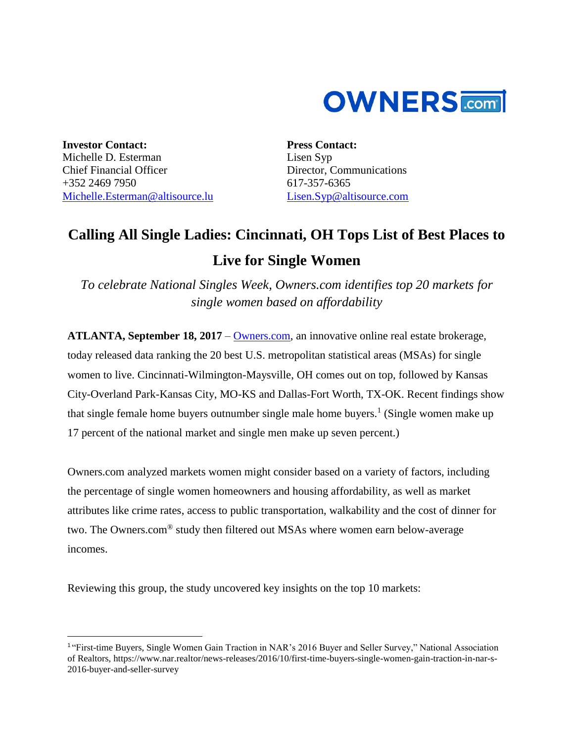OWNERS.com

**Investor Contact:**
Michelle D. Esterman
Chief Financial Officer
+352 2469 7950
Michelle.Esterman@altisource.lu

**Press Contact:**
Lisen Syp
Director, Communications
617-357-6365
Lisen.Syp@altisource.com

# Calling All Single Ladies: Cincinnati, OH Tops List of Best Places to Live for Single Women

*To celebrate National Singles Week, Owners.com identifies top 20 markets for single women based on affordability*

**ATLANTA, September 18, 2017** – Owners.com, an innovative online real estate brokerage, today released data ranking the 20 best U.S. metropolitan statistical areas (MSAs) for single women to live. Cincinnati-Wilmington-Maysville, OH comes out on top, followed by Kansas City-Overland Park-Kansas City, MO-KS and Dallas-Fort Worth, TX-OK. Recent findings show that single female home buyers outnumber single male home buyers.[1] (Single women make up 17 percent of the national market and single men make up seven percent.)

Owners.com analyzed markets women might consider based on a variety of factors, including the percentage of single women homeowners and housing affordability, as well as market attributes like crime rates, access to public transportation, walkability and the cost of dinner for two. The Owners.com® study then filtered out MSAs where women earn below-average incomes.

Reviewing this group, the study uncovered key insights on the top 10 markets:

---

[1] "First-time Buyers, Single Women Gain Traction in NAR's 2016 Buyer and Seller Survey," National Association of Realtors, https://www.nar.realtor/news-releases/2016/10/first-time-buyers-single-women-gain-traction-in-nar-s-2016-buyer-and-seller-survey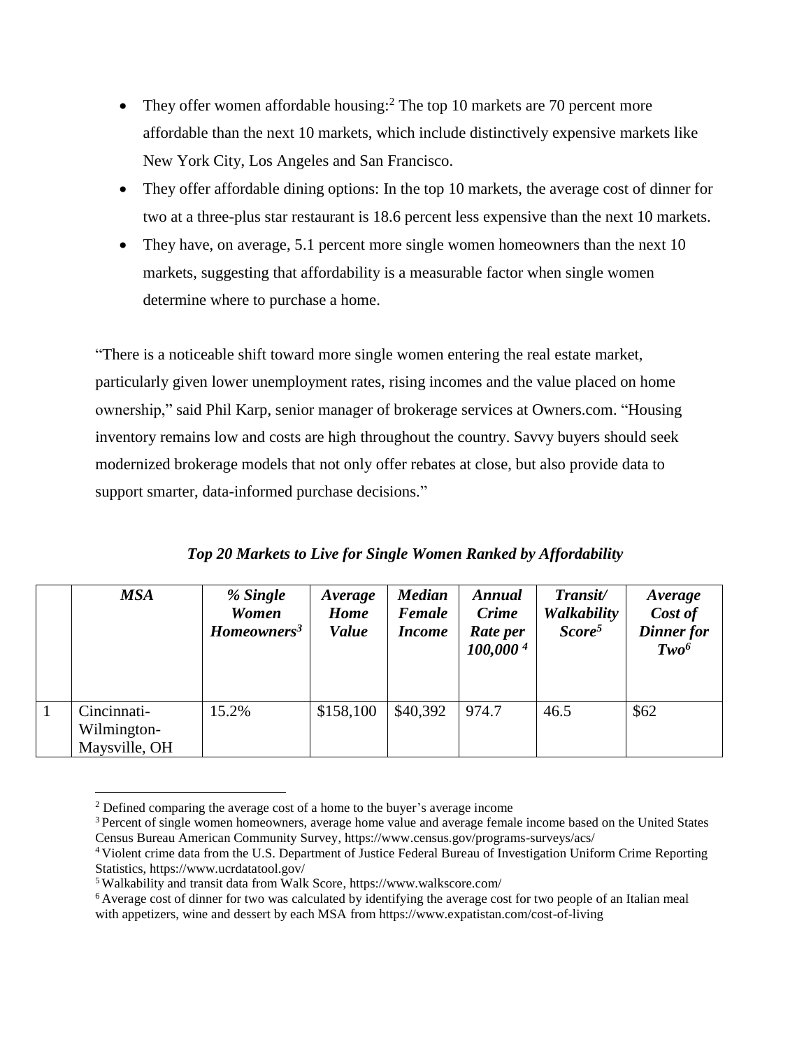- They offer women affordable housing:[2] The top 10 markets are 70 percent more affordable than the next 10 markets, which include distinctively expensive markets like New York City, Los Angeles and San Francisco.
- They offer affordable dining options: In the top 10 markets, the average cost of dinner for two at a three-plus star restaurant is 18.6 percent less expensive than the next 10 markets.
- They have, on average, 5.1 percent more single women homeowners than the next 10 markets, suggesting that affordability is a measurable factor when single women determine where to purchase a home.

"There is a noticeable shift toward more single women entering the real estate market, particularly given lower unemployment rates, rising incomes and the value placed on home ownership," said Phil Karp, senior manager of brokerage services at Owners.com. "Housing inventory remains low and costs are high throughout the country. Savvy buyers should seek modernized brokerage models that not only offer rebates at close, but also provide data to support smarter, data-informed purchase decisions."

***Top 20 Markets to Live for Single Women Ranked by Affordability***

| | ***MSA*** | ***% Single Women Homeowners[3]*** | ***Average Home Value*** | ***Median Female Income*** | ***Annual Crime Rate per 100,000[4]*** | ***Transit/ Walkability Score[5]*** | ***Average Cost of Dinner for Two[6]*** |
|---|---|---|---|---|---|---|---|
| 1 | Cincinnati-Wilmington-Maysville, OH | 15.2% | $158,100 | $40,392 | 974.7 | 46.5 | $62 |

[2] Defined comparing the average cost of a home to the buyer's average income

[3] Percent of single women homeowners, average home value and average female income based on the United States Census Bureau American Community Survey, https://www.census.gov/programs-surveys/acs/

[4] Violent crime data from the U.S. Department of Justice Federal Bureau of Investigation Uniform Crime Reporting Statistics, https://www.ucrdatatool.gov/

[5] Walkability and transit data from Walk Score, https://www.walkscore.com/

[6] Average cost of dinner for two was calculated by identifying the average cost for two people of an Italian meal with appetizers, wine and dessert by each MSA from https://www.expatistan.com/cost-of-living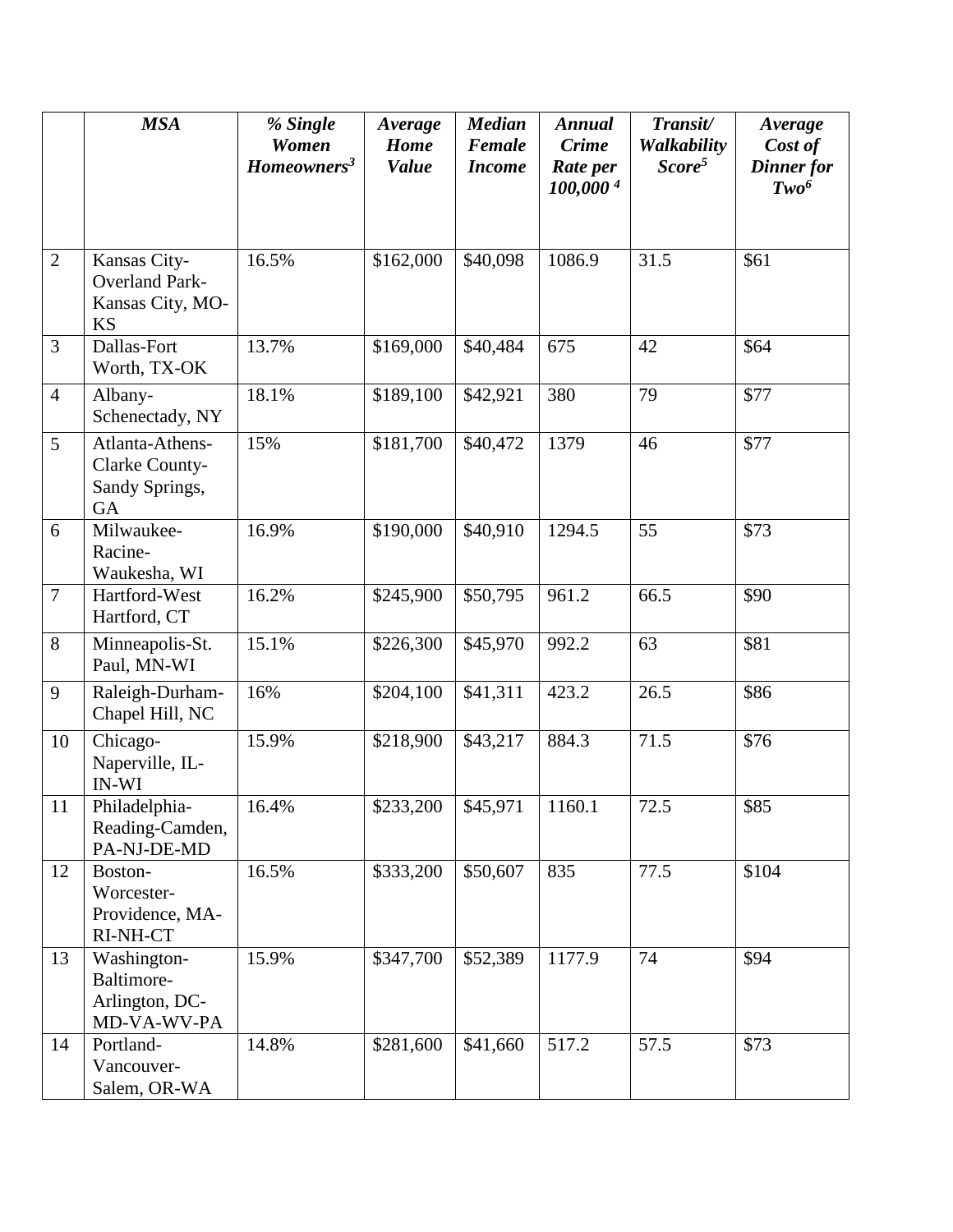| | *MSA* | *% Single Women Homeowners*[3] | *Average Home Value* | *Median Female Income* | *Annual Crime Rate per 100,000* [4] | *Transit/ Walkability Score*[5] | *Average Cost of Dinner for Two*[6] |
|---|---|---|---|---|---|---|---|
| 2 | Kansas City-Overland Park-Kansas City, MO-KS | 16.5% | $162,000 | $40,098 | 1086.9 | 31.5 | $61 |
| 3 | Dallas-Fort Worth, TX-OK | 13.7% | $169,000 | $40,484 | 675 | 42 | $64 |
| 4 | Albany-Schenectady, NY | 18.1% | $189,100 | $42,921 | 380 | 79 | $77 |
| 5 | Atlanta-Athens-Clarke County-Sandy Springs, GA | 15% | $181,700 | $40,472 | 1379 | 46 | $77 |
| 6 | Milwaukee-Racine-Waukesha, WI | 16.9% | $190,000 | $40,910 | 1294.5 | 55 | $73 |
| 7 | Hartford-West Hartford, CT | 16.2% | $245,900 | $50,795 | 961.2 | 66.5 | $90 |
| 8 | Minneapolis-St. Paul, MN-WI | 15.1% | $226,300 | $45,970 | 992.2 | 63 | $81 |
| 9 | Raleigh-Durham-Chapel Hill, NC | 16% | $204,100 | $41,311 | 423.2 | 26.5 | $86 |
| 10 | Chicago-Naperville, IL-IN-WI | 15.9% | $218,900 | $43,217 | 884.3 | 71.5 | $76 |
| 11 | Philadelphia-Reading-Camden, PA-NJ-DE-MD | 16.4% | $233,200 | $45,971 | 1160.1 | 72.5 | $85 |
| 12 | Boston-Worcester-Providence, MA-RI-NH-CT | 16.5% | $333,200 | $50,607 | 835 | 77.5 | $104 |
| 13 | Washington-Baltimore-Arlington, DC-MD-VA-WV-PA | 15.9% | $347,700 | $52,389 | 1177.9 | 74 | $94 |
| 14 | Portland-Vancouver-Salem, OR-WA | 14.8% | $281,600 | $41,660 | 517.2 | 57.5 | $73 |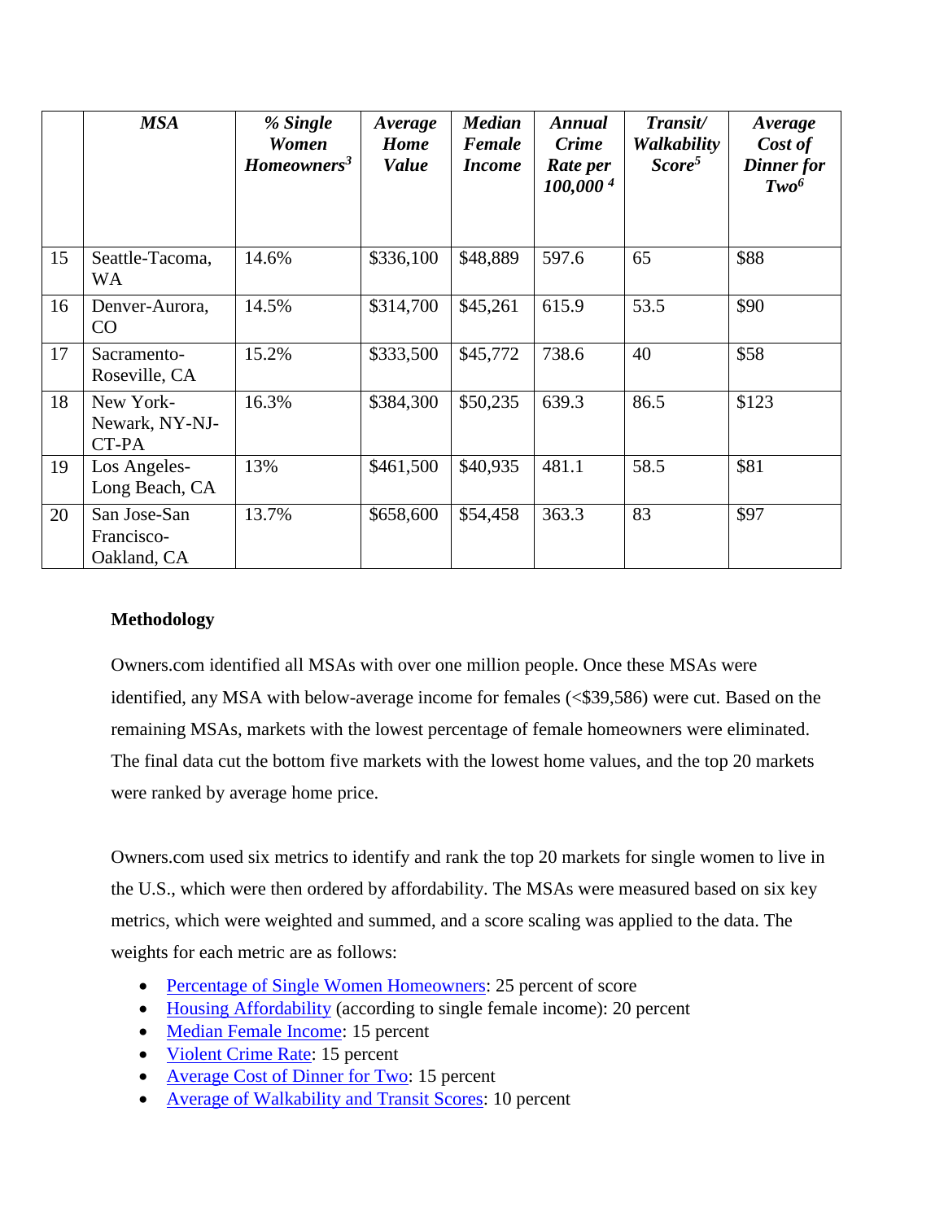| | *MSA* | *% Single Women Homeowners*[3] | *Average Home Value* | *Median Female Income* | *Annual Crime Rate per 100,000* [4] | *Transit/ Walkability Score*[5] | *Average Cost of Dinner for Two*[6] |
|---|---|---|---|---|---|---|---|
| 15 | Seattle-Tacoma, WA | 14.6% | $336,100 | $48,889 | 597.6 | 65 | $88 |
| 16 | Denver-Aurora, CO | 14.5% | $314,700 | $45,261 | 615.9 | 53.5 | $90 |
| 17 | Sacramento-Roseville, CA | 15.2% | $333,500 | $45,772 | 738.6 | 40 | $58 |
| 18 | New York-Newark, NY-NJ-CT-PA | 16.3% | $384,300 | $50,235 | 639.3 | 86.5 | $123 |
| 19 | Los Angeles-Long Beach, CA | 13% | $461,500 | $40,935 | 481.1 | 58.5 | $81 |
| 20 | San Jose-San Francisco-Oakland, CA | 13.7% | $658,600 | $54,458 | 363.3 | 83 | $97 |

**Methodology**

Owners.com identified all MSAs with over one million people. Once these MSAs were identified, any MSA with below-average income for females (<$39,586) were cut. Based on the remaining MSAs, markets with the lowest percentage of female homeowners were eliminated. The final data cut the bottom five markets with the lowest home values, and the top 20 markets were ranked by average home price.

Owners.com used six metrics to identify and rank the top 20 markets for single women to live in the U.S., which were then ordered by affordability. The MSAs were measured based on six key metrics, which were weighted and summed, and a score scaling was applied to the data. The weights for each metric are as follows:

- Percentage of Single Women Homeowners: 25 percent of score
- Housing Affordability (according to single female income): 20 percent
- Median Female Income: 15 percent
- Violent Crime Rate: 15 percent
- Average Cost of Dinner for Two: 15 percent
- Average of Walkability and Transit Scores: 10 percent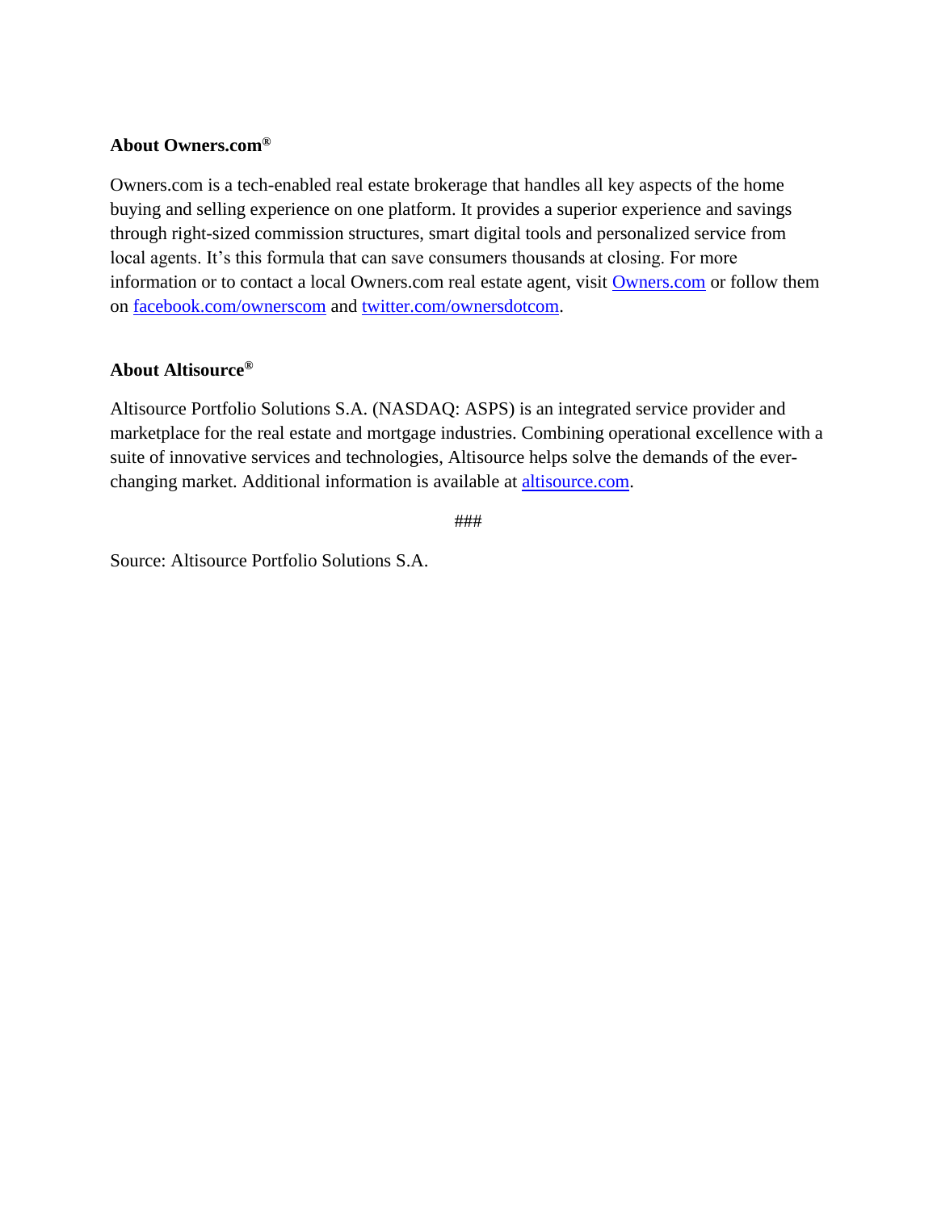**About Owners.com®**

Owners.com is a tech-enabled real estate brokerage that handles all key aspects of the home buying and selling experience on one platform. It provides a superior experience and savings through right-sized commission structures, smart digital tools and personalized service from local agents. It's this formula that can save consumers thousands at closing. For more information or to contact a local Owners.com real estate agent, visit Owners.com or follow them on facebook.com/ownerscom and twitter.com/ownersdotcom.

**About Altisource®**

Altisource Portfolio Solutions S.A. (NASDAQ: ASPS) is an integrated service provider and marketplace for the real estate and mortgage industries. Combining operational excellence with a suite of innovative services and technologies, Altisource helps solve the demands of the ever-changing market. Additional information is available at altisource.com.

###

Source: Altisource Portfolio Solutions S.A.